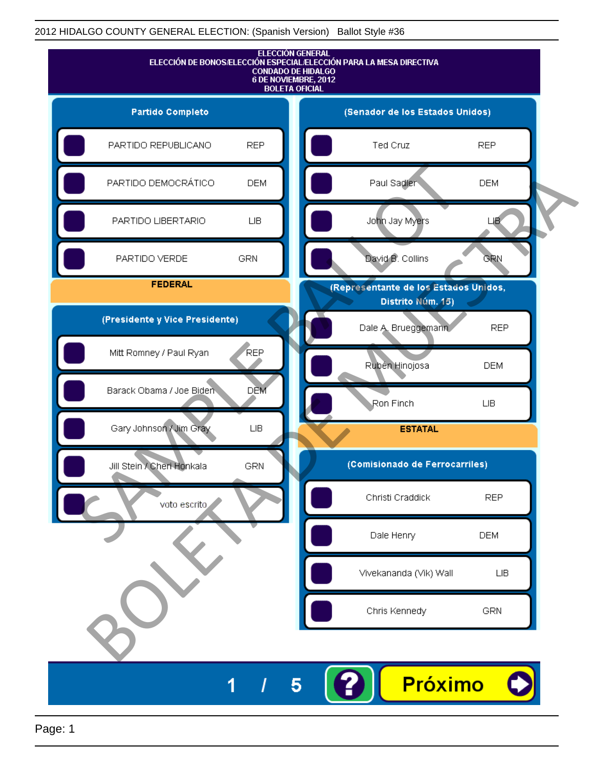# ELECCIÓN GENERAL

## ELECCIÓN DE BONOS/ELECCIÓN ESPECIAL/ELECCIÓN PARA LA MESA DIRECTIVA

CONDADO DE HIDALGO

6 DE NOVIEMBRE, 2012

BOLETA OFICIAL

### Partido Completo

| | |
|---|---|
| PARTIDO REPUBLICANO | REP |
| PARTIDO DEMOCRÁTICO | DEM |
| PARTIDO LIBERTARIO | LIB |
| PARTIDO VERDE | GRN |

## FEDERAL

### (Presidente y Vice Presidente)

| | |
|---|---|
| Mitt Romney / Paul Ryan | REP |
| Barack Obama / Joe Biden | DEM |
| Gary Johnson / Jim Gray | LIB |
| Jill Stein / Cheri Honkala | GRN |
| voto escrito | |

### (Senador de los Estados Unidos)

| | |
|---|---|
| Ted Cruz | REP |
| Paul Sadler | DEM |
| John Jay Myers | LIB |
| David B. Collins | GRN |

### (Representante de los Estados Unidos, Distrito Núm. 15)

| | |
|---|---|
| Dale A. Brueggemann | REP |
| Rubén Hinojosa | DEM |
| Ron Finch | LIB |

## ESTATAL

### (Comisionado de Ferrocarriles)

| | |
|---|---|
| Christi Craddick | REP |
| Dale Henry | DEM |
| Vivekananda (Vik) Wall | LIB |
| Chris Kennedy | GRN |

1 / 5

Próximo

SAMPLE BALLOT

BOLETA DE MUESTRA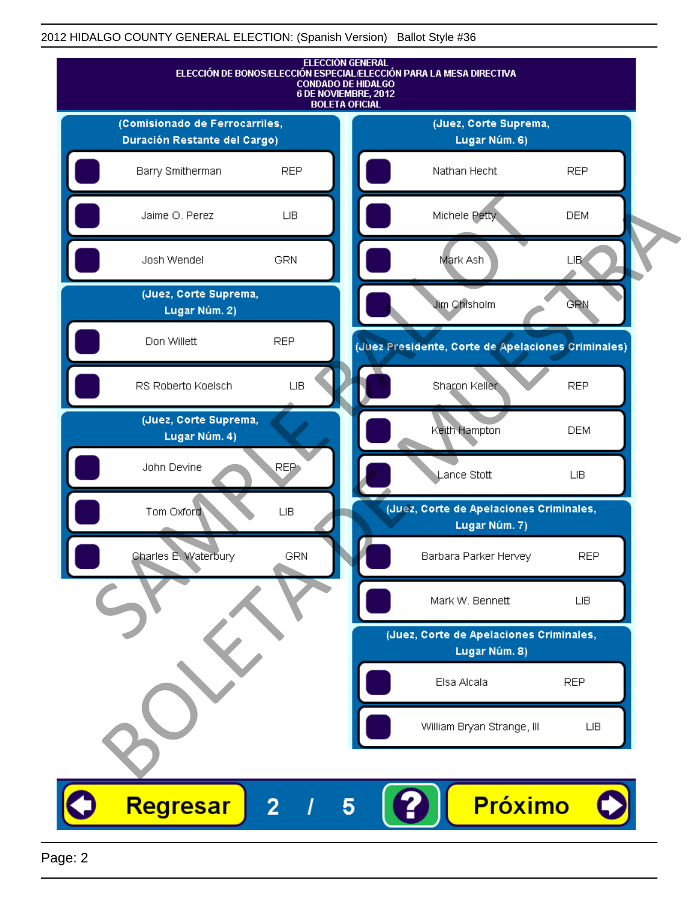2012 HIDALGO COUNTY GENERAL ELECTION: (Spanish Version)   Ballot Style #36

# ELECCIÓN GENERAL
## ELECCIÓN DE BONOS/ELECCIÓN ESPECIAL/ELECCIÓN PARA LA MESA DIRECTIVA
## CONDADO DE HIDALGO
## 6 DE NOVIEMBRE, 2012
## BOLETA OFICIAL

### (Comisionado de Ferrocarriles, Duración Restante del Cargo)

| Candidato | Partido |
| --- | --- |
| Barry Smitherman | REP |
| Jaime O. Perez | LIB |
| Josh Wendel | GRN |

### (Juez, Corte Suprema, Lugar Núm. 2)

| Candidato | Partido |
| --- | --- |
| Don Willett | REP |
| RS Roberto Koelsch | LIB |

### (Juez, Corte Suprema, Lugar Núm. 4)

| Candidato | Partido |
| --- | --- |
| John Devine | REP |
| Tom Oxford | LIB |
| Charles E. Waterbury | GRN |

### (Juez, Corte Suprema, Lugar Núm. 6)

| Candidato | Partido |
| --- | --- |
| Nathan Hecht | REP |
| Michele Petty | DEM |
| Mark Ash | LIB |
| Jim Chisholm | GRN |

### (Juez Presidente, Corte de Apelaciones Criminales)

| Candidato | Partido |
| --- | --- |
| Sharon Keller | REP |
| Keith Hampton | DEM |
| Lance Stott | LIB |

### (Juez, Corte de Apelaciones Criminales, Lugar Núm. 7)

| Candidato | Partido |
| --- | --- |
| Barbara Parker Hervey | REP |
| Mark W. Bennett | LIB |

### (Juez, Corte de Apelaciones Criminales, Lugar Núm. 8)

| Candidato | Partido |
| --- | --- |
| Elsa Alcala | REP |
| William Bryan Strange, III | LIB |

SAMPLE BALLOT / BOLETA DE MUESTRA

Regresar   2 / 5   ?   Próximo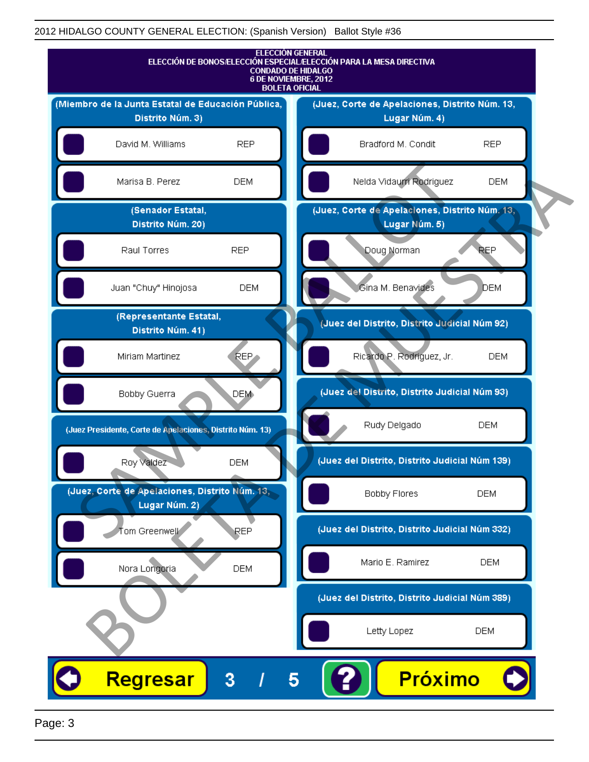2012 HIDALGO COUNTY GENERAL ELECTION: (Spanish Version) Ballot Style #36

**ELECCIÓN GENERAL**
**ELECCIÓN DE BONOS/ELECCIÓN ESPECIAL/ELECCIÓN PARA LA MESA DIRECTIVA**
**CONDADO DE HIDALGO**
**6 DE NOVIEMBRE, 2012**
**BOLETA OFICIAL**

### (Miembro de la Junta Estatal de Educación Pública, Distrito Núm. 3)

- David M. Williams — REP
- Marisa B. Perez — DEM

### (Senador Estatal, Distrito Núm. 20)

- Raul Torres — REP
- Juan "Chuy" Hinojosa — DEM

### (Representante Estatal, Distrito Núm. 41)

- Miriam Martinez — REP
- Bobby Guerra — DEM

### (Juez Presidente, Corte de Apelaciones, Distrito Núm. 13)

- Roy Valdez — DEM

### (Juez, Corte de Apelaciones, Distrito Núm. 13, Lugar Núm. 2)

- Tom Greenwell — REP
- Nora Longoria — DEM

### (Juez, Corte de Apelaciones, Distrito Núm. 13, Lugar Núm. 4)

- Bradford M. Condit — REP
- Nelda Vidaurri Rodriguez — DEM

### (Juez, Corte de Apelaciones, Distrito Núm. 13, Lugar Núm. 5)

- Doug Norman — REP
- Gina M. Benavides — DEM

### (Juez del Distrito, Distrito Judicial Núm 92)

- Ricardo P. Rodriguez, Jr. — DEM

### (Juez del Distrito, Distrito Judicial Núm 93)

- Rudy Delgado — DEM

### (Juez del Distrito, Distrito Judicial Núm 139)

- Bobby Flores — DEM

### (Juez del Distrito, Distrito Judicial Núm 332)

- Mario E. Ramirez — DEM

### (Juez del Distrito, Distrito Judicial Núm 389)

- Letty Lopez — DEM

Regresar | 3 / 5 | ? | Próximo

SAMPLE BALLOT — BOLETA DE MUESTRA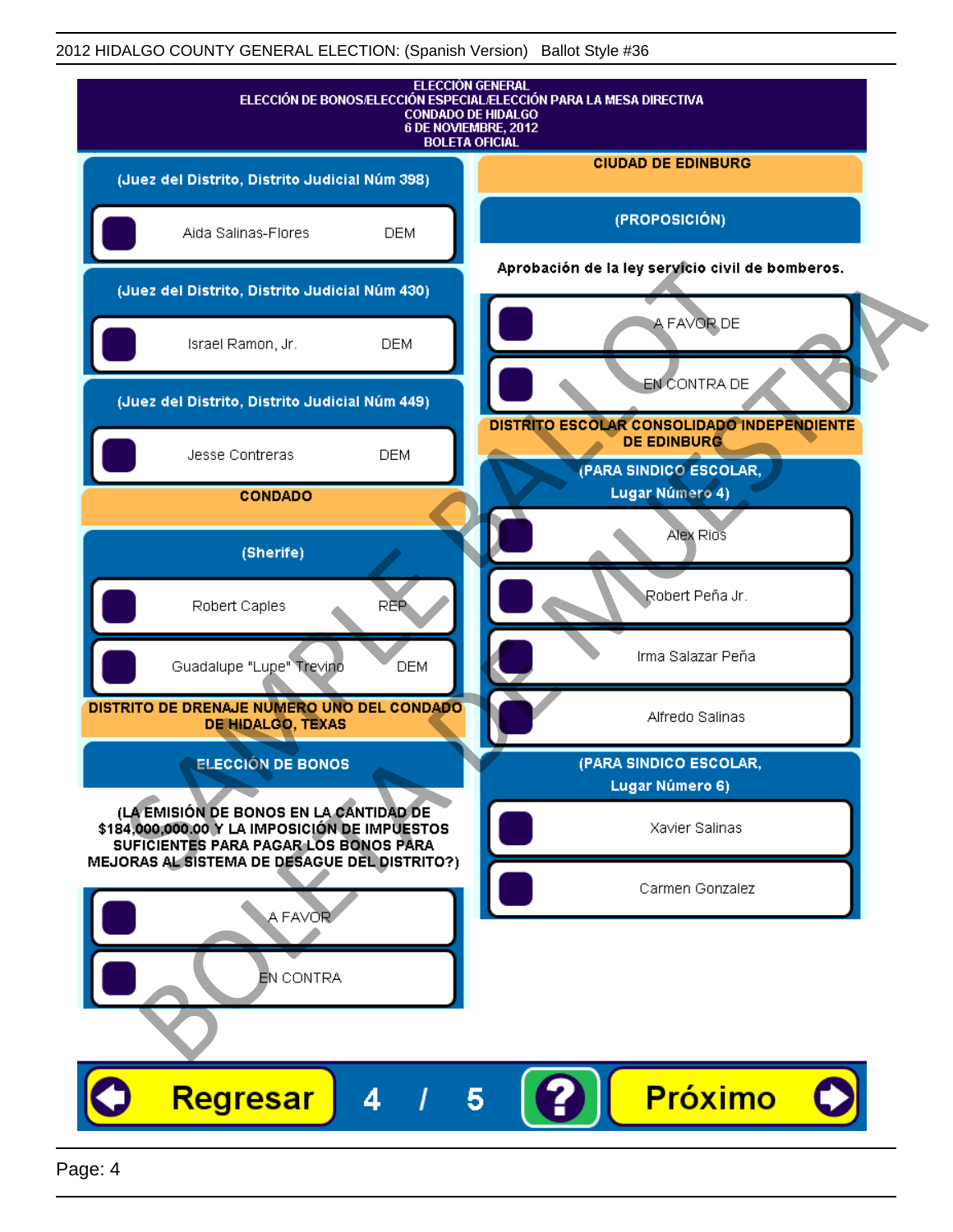ELECCIÓN GENERAL
ELECCIÓN DE BONOS/ELECCIÓN ESPECIAL/ELECCIÓN PARA LA MESA DIRECTIVA
CONDADO DE HIDALGO
6 DE NOVIEMBRE, 2012
BOLETA OFICIAL

**(Juez del Distrito, Distrito Judicial Núm 398)**

- Aida Salinas-Flores DEM

**(Juez del Distrito, Distrito Judicial Núm 430)**

- Israel Ramon, Jr. DEM

**(Juez del Distrito, Distrito Judicial Núm 449)**

- Jesse Contreras DEM

## CONDADO

**(Sherife)**

- Robert Caples REP
- Guadalupe "Lupe" Trevino DEM

## DISTRITO DE DRENAJE NUMERO UNO DEL CONDADO DE HIDALGO, TEXAS

**ELECCIÓN DE BONOS**

(LA EMISIÓN DE BONOS EN LA CANTIDAD DE $184,000,000.00 Y LA IMPOSICIÓN DE IMPUESTOS SUFICIENTES PARA PAGAR LOS BONOS PARA MEJORAS AL SISTEMA DE DESAGUE DEL DISTRITO?)

- A FAVOR
- EN CONTRA

## CIUDAD DE EDINBURG

**(PROPOSICIÓN)**

Aprobación de la ley servicio civil de bomberos.

- A FAVOR DE
- EN CONTRA DE

## DISTRITO ESCOLAR CONSOLIDADO INDEPENDIENTE DE EDINBURG

**(PARA SINDICO ESCOLAR, Lugar Número 4)**

- Alex Rios
- Robert Peña Jr.
- Irma Salazar Peña
- Alfredo Salinas

**(PARA SINDICO ESCOLAR, Lugar Número 6)**

- Xavier Salinas
- Carmen Gonzalez

Regresar 4 / 5 ? Próximo

SAMPLE BALLOT BOLETA DE MUESTRA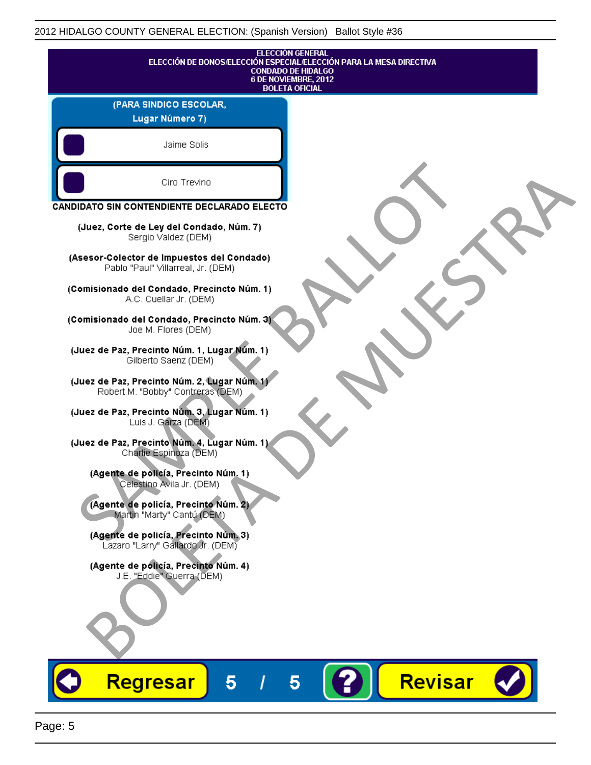ELECCIÓN GENERAL
ELECCIÓN DE BONOS/ELECCIÓN ESPECIAL/ELECCIÓN PARA LA MESA DIRECTIVA
CONDADO DE HIDALGO
6 DE NOVIEMBRE, 2012
BOLETA OFICIAL

**(PARA SINDICO ESCOLAR, Lugar Número 7)**

- Jaime Solis
- Ciro Trevino

**CANDIDATO SIN CONTENDIENTE DECLARADO ELECTO**

**(Juez, Corte de Ley del Condado, Núm. 7)**
Sergio Valdez (DEM)

**(Asesor-Colector de Impuestos del Condado)**
Pablo "Paul" Villarreal, Jr. (DEM)

**(Comisionado del Condado, Precincto Núm. 1)**
A.C. Cuellar Jr. (DEM)

**(Comisionado del Condado, Precincto Núm. 3)**
Joe M. Flores (DEM)

**(Juez de Paz, Precinto Núm. 1, Lugar Núm. 1)**
Gilberto Saenz (DEM)

**(Juez de Paz, Precinto Núm. 2, Lugar Núm. 1)**
Robert M. "Bobby" Contreras (DEM)

**(Juez de Paz, Precinto Núm. 3, Lugar Núm. 1)**
Luis J. Garza (DEM)

**(Juez de Paz, Precinto Núm. 4, Lugar Núm. 1)**
Charlie Espinoza (DEM)

**(Agente de policía, Precinto Núm. 1)**
Celestino Avila Jr. (DEM)

**(Agente de policía, Precinto Núm. 2)**
Martin "Marty" Cantú (DEM)

**(Agente de policía, Precinto Núm. 3)**
Lazaro "Larry" Gallardo Jr. (DEM)

**(Agente de policía, Precinto Núm. 4)**
J.E. "Eddie" Guerra (DEM)

Regresar 5 / 5 ? Revisar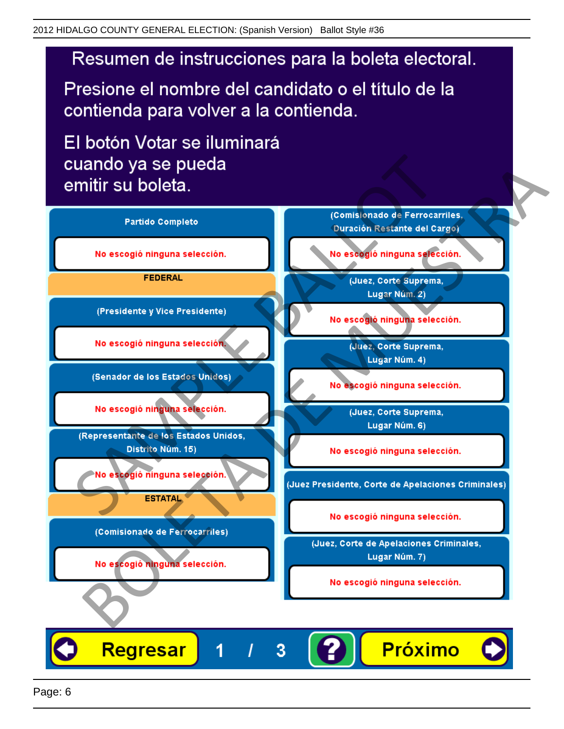# Resumen de instrucciones para la boleta electoral.

Presione el nombre del candidato o el título de la contienda para volver a la contienda.

El botón Votar se iluminará cuando ya se pueda emitir su boleta.

**Partido Completo**

No escogió ninguna selección.

**FEDERAL**

**(Presidente y Vice Presidente)**

No escogió ninguna selección.

**(Senador de los Estados Unidos)**

No escogió ninguna selección.

**(Representante de los Estados Unidos, Distrito Núm. 15)**

No escogió ninguna selección.

**ESTATAL**

**(Comisionado de Ferrocarriles)**

No escogió ninguna selección.

**(Comisionado de Ferrocarriles, Duración Restante del Cargo)**

No escogió ninguna selección.

**(Juez, Corte Suprema, Lugar Núm. 2)**

No escogió ninguna selección.

**(Juez, Corte Suprema, Lugar Núm. 4)**

No escogió ninguna selección.

**(Juez, Corte Suprema, Lugar Núm. 6)**

No escogió ninguna selección.

**(Juez Presidente, Corte de Apelaciones Criminales)**

No escogió ninguna selección.

**(Juez, Corte de Apelaciones Criminales, Lugar Núm. 7)**

No escogió ninguna selección.

Regresar 1 / 3 ? Próximo

SAMPLE BALLOT BOLETA DE MUESTRA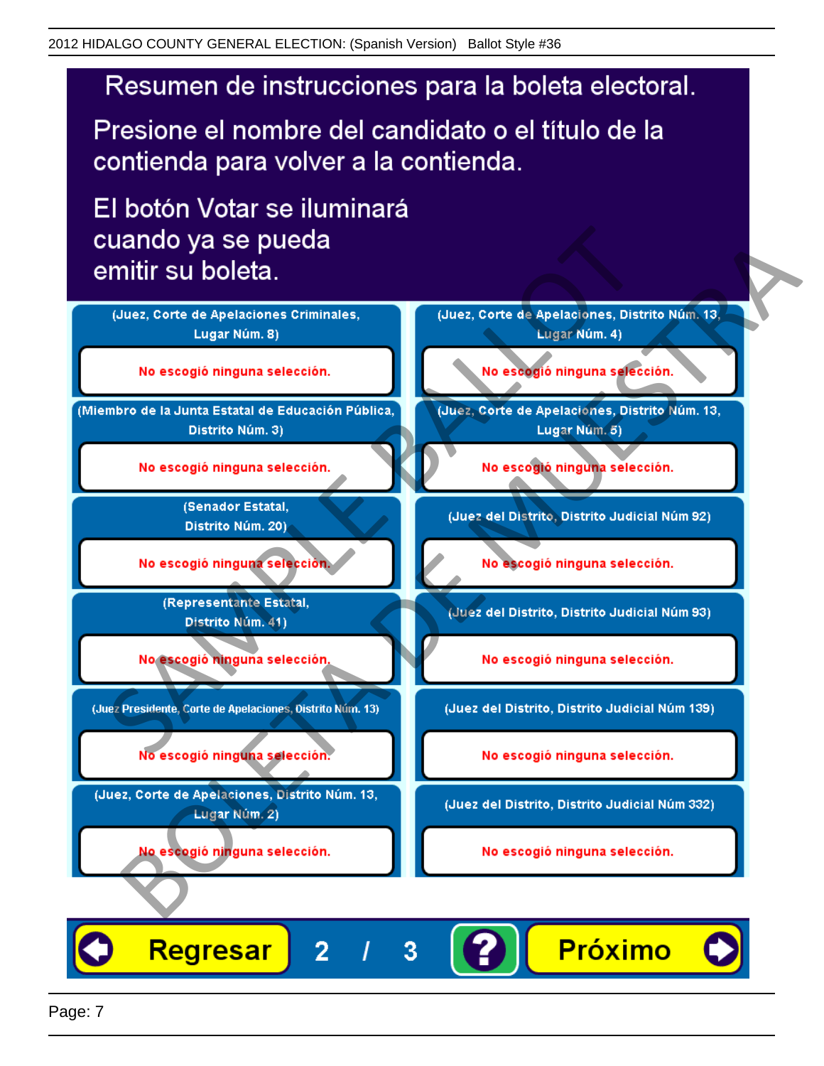# Resumen de instrucciones para la boleta electoral.

Presione el nombre del candidato o el título de la contienda para volver a la contienda.

El botón Votar se iluminará cuando ya se pueda emitir su boleta.

(Juez, Corte de Apelaciones Criminales, Lugar Núm. 8)

No escogió ninguna selección.

(Miembro de la Junta Estatal de Educación Pública, Distrito Núm. 3)

No escogió ninguna selección.

(Senador Estatal, Distrito Núm. 20)

No escogió ninguna selección.

(Representante Estatal, Distrito Núm. 41)

No escogió ninguna selección.

(Juez Presidente, Corte de Apelaciones, Distrito Núm. 13)

No escogió ninguna selección.

(Juez, Corte de Apelaciones, Distrito Núm. 13, Lugar Núm. 2)

No escogió ninguna selección.

(Juez, Corte de Apelaciones, Distrito Núm. 13, Lugar Núm. 4)

No escogió ninguna selección.

(Juez, Corte de Apelaciones, Distrito Núm. 13, Lugar Núm. 5)

No escogió ninguna selección.

(Juez del Distrito, Distrito Judicial Núm 92)

No escogió ninguna selección.

(Juez del Distrito, Distrito Judicial Núm 93)

No escogió ninguna selección.

(Juez del Distrito, Distrito Judicial Núm 139)

No escogió ninguna selección.

(Juez del Distrito, Distrito Judicial Núm 332)

No escogió ninguna selección.

Regresar 2 / 3 ? Próximo

SAMPLE BALLOT

BOLETA DE MUESTRA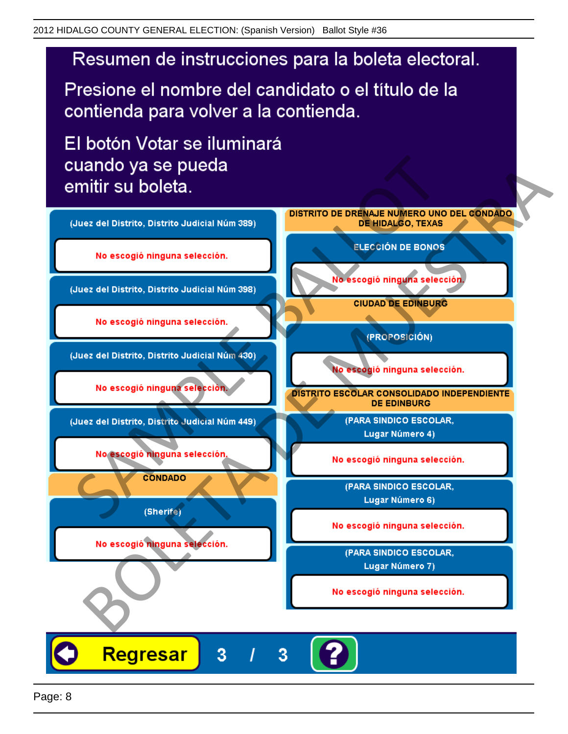2012 HIDALGO COUNTY GENERAL ELECTION: (Spanish Version) Ballot Style #36

# Resumen de instrucciones para la boleta electoral.

Presione el nombre del candidato o el título de la contienda para volver a la contienda.

El botón Votar se iluminará cuando ya se pueda emitir su boleta.

(Juez del Distrito, Distrito Judicial Núm 389)

No escogió ninguna selección.

(Juez del Distrito, Distrito Judicial Núm 398)

No escogió ninguna selección.

(Juez del Distrito, Distrito Judicial Núm 430)

No escogió ninguna selección.

(Juez del Distrito, Distrito Judicial Núm 449)

No escogió ninguna selección.

**CONDADO**

(Sherife)

No escogió ninguna selección.

**DISTRITO DE DRENAJE NUMERO UNO DEL CONDADO DE HIDALGO, TEXAS**

ELECCIÓN DE BONOS

No escogió ninguna selección.

**CIUDAD DE EDINBURG**

(PROPOSICIÓN)

No escogió ninguna selección.

**DISTRITO ESCOLAR CONSOLIDADO INDEPENDIENTE DE EDINBURG**

(PARA SINDICO ESCOLAR, Lugar Número 4)

No escogió ninguna selección.

(PARA SINDICO ESCOLAR, Lugar Número 6)

No escogió ninguna selección.

(PARA SINDICO ESCOLAR, Lugar Número 7)

No escogió ninguna selección.

Regresar 3 / 3 ?

SAMPLE BALLOT
BOLETA DE MUESTRA